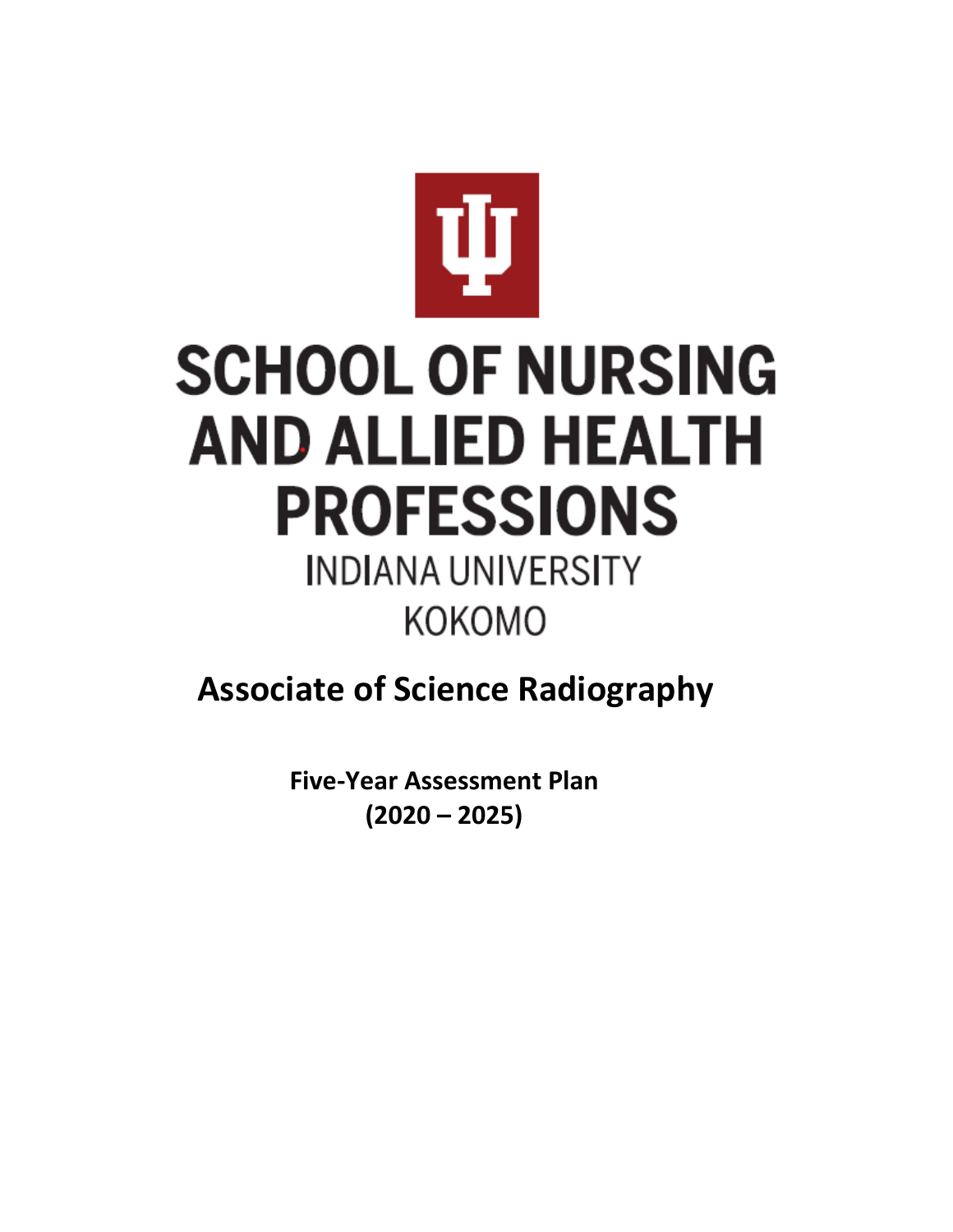# SCHOOL OF NURSING AND ALLIED HEALTH PROFESSIONS

INDIANA UNIVERSITY

KOKOMO

## Associate of Science Radiography

**Five-Year Assessment Plan**
**(2020 – 2025)**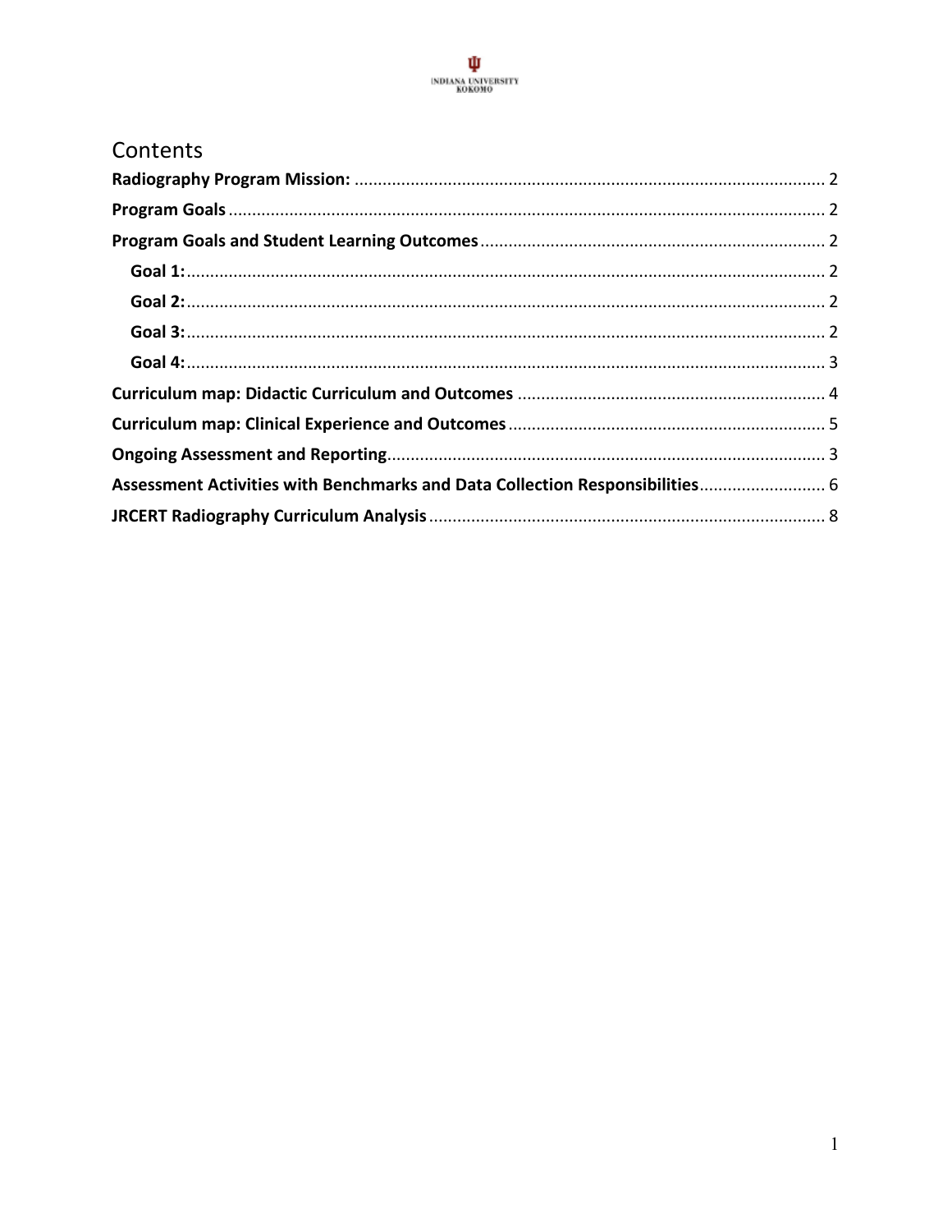# Contents

**Radiography Program Mission:** ........................................................................................... 2

**Program Goals** ........................................................................................................................ 2

**Program Goals and Student Learning Outcomes** ................................................................ 2

- **Goal 1:** ................................................................................................................................ 2
- **Goal 2:** ................................................................................................................................ 2
- **Goal 3:** ................................................................................................................................ 2
- **Goal 4:** ................................................................................................................................ 3

**Curriculum map: Didactic Curriculum and Outcomes** ........................................................ 4

**Curriculum map: Clinical Experience and Outcomes** .......................................................... 5

**Ongoing Assessment and Reporting** .................................................................................... 3

**Assessment Activities with Benchmarks and Data Collection Responsibilities** ................. 6

**JRCERT Radiography Curriculum Analysis** .......................................................................... 8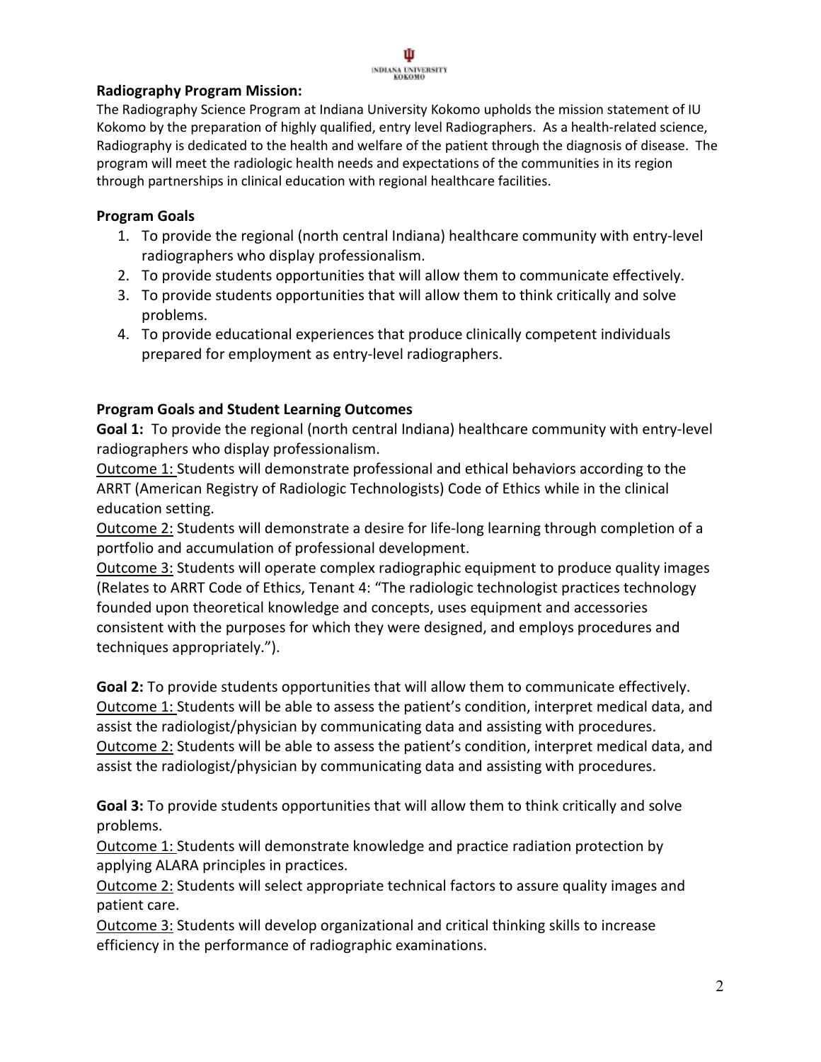### Radiography Program Mission:

The Radiography Science Program at Indiana University Kokomo upholds the mission statement of IU Kokomo by the preparation of highly qualified, entry level Radiographers. As a health-related science, Radiography is dedicated to the health and welfare of the patient through the diagnosis of disease. The program will meet the radiologic health needs and expectations of the communities in its region through partnerships in clinical education with regional healthcare facilities.

### Program Goals

1. To provide the regional (north central Indiana) healthcare community with entry-level radiographers who display professionalism.
2. To provide students opportunities that will allow them to communicate effectively.
3. To provide students opportunities that will allow them to think critically and solve problems.
4. To provide educational experiences that produce clinically competent individuals prepared for employment as entry-level radiographers.

### Program Goals and Student Learning Outcomes

**Goal 1:** To provide the regional (north central Indiana) healthcare community with entry-level radiographers who display professionalism.

Outcome 1: Students will demonstrate professional and ethical behaviors according to the ARRT (American Registry of Radiologic Technologists) Code of Ethics while in the clinical education setting.

Outcome 2: Students will demonstrate a desire for life-long learning through completion of a portfolio and accumulation of professional development.

Outcome 3: Students will operate complex radiographic equipment to produce quality images (Relates to ARRT Code of Ethics, Tenant 4: "The radiologic technologist practices technology founded upon theoretical knowledge and concepts, uses equipment and accessories consistent with the purposes for which they were designed, and employs procedures and techniques appropriately.").

**Goal 2:** To provide students opportunities that will allow them to communicate effectively.

Outcome 1: Students will be able to assess the patient's condition, interpret medical data, and assist the radiologist/physician by communicating data and assisting with procedures.

Outcome 2: Students will be able to assess the patient's condition, interpret medical data, and assist the radiologist/physician by communicating data and assisting with procedures.

**Goal 3:** To provide students opportunities that will allow them to think critically and solve problems.

Outcome 1: Students will demonstrate knowledge and practice radiation protection by applying ALARA principles in practices.

Outcome 2: Students will select appropriate technical factors to assure quality images and patient care.

Outcome 3: Students will develop organizational and critical thinking skills to increase efficiency in the performance of radiographic examinations.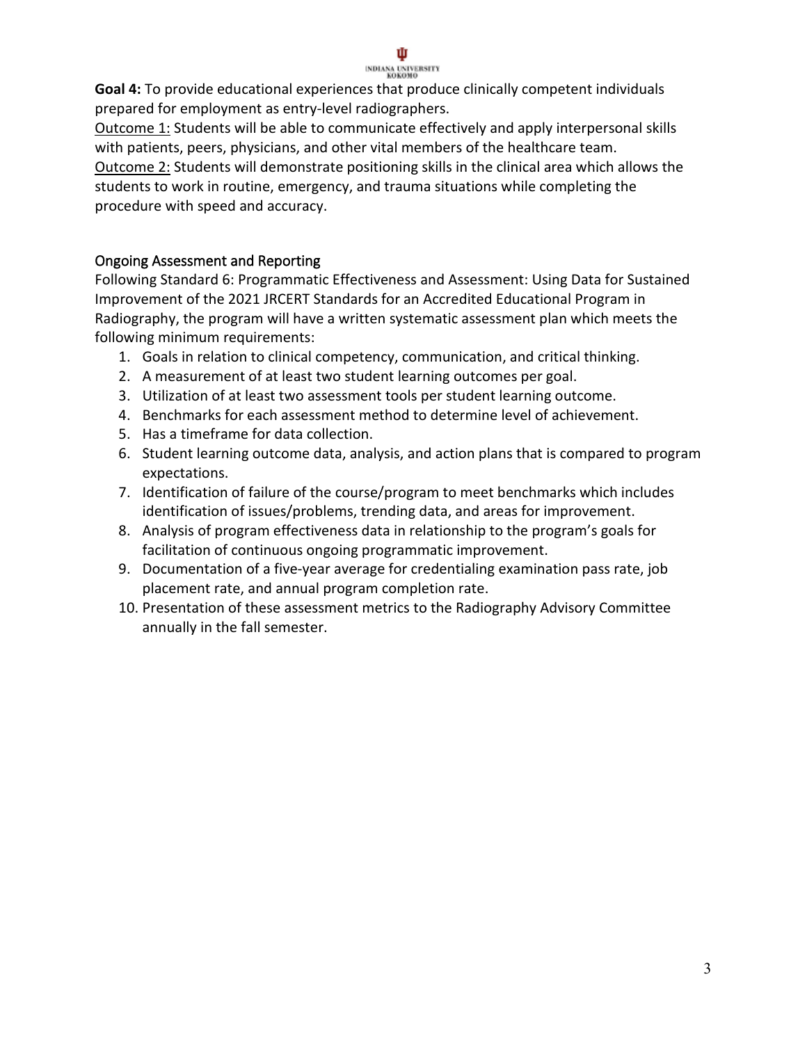**Goal 4:** To provide educational experiences that produce clinically competent individuals prepared for employment as entry-level radiographers.

<u>Outcome 1:</u> Students will be able to communicate effectively and apply interpersonal skills with patients, peers, physicians, and other vital members of the healthcare team.

<u>Outcome 2:</u> Students will demonstrate positioning skills in the clinical area which allows the students to work in routine, emergency, and trauma situations while completing the procedure with speed and accuracy.

## Ongoing Assessment and Reporting

Following Standard 6: Programmatic Effectiveness and Assessment: Using Data for Sustained Improvement of the 2021 JRCERT Standards for an Accredited Educational Program in Radiography, the program will have a written systematic assessment plan which meets the following minimum requirements:

1. Goals in relation to clinical competency, communication, and critical thinking.
2. A measurement of at least two student learning outcomes per goal.
3. Utilization of at least two assessment tools per student learning outcome.
4. Benchmarks for each assessment method to determine level of achievement.
5. Has a timeframe for data collection.
6. Student learning outcome data, analysis, and action plans that is compared to program expectations.
7. Identification of failure of the course/program to meet benchmarks which includes identification of issues/problems, trending data, and areas for improvement.
8. Analysis of program effectiveness data in relationship to the program's goals for facilitation of continuous ongoing programmatic improvement.
9. Documentation of a five-year average for credentialing examination pass rate, job placement rate, and annual program completion rate.
10. Presentation of these assessment metrics to the Radiography Advisory Committee annually in the fall semester.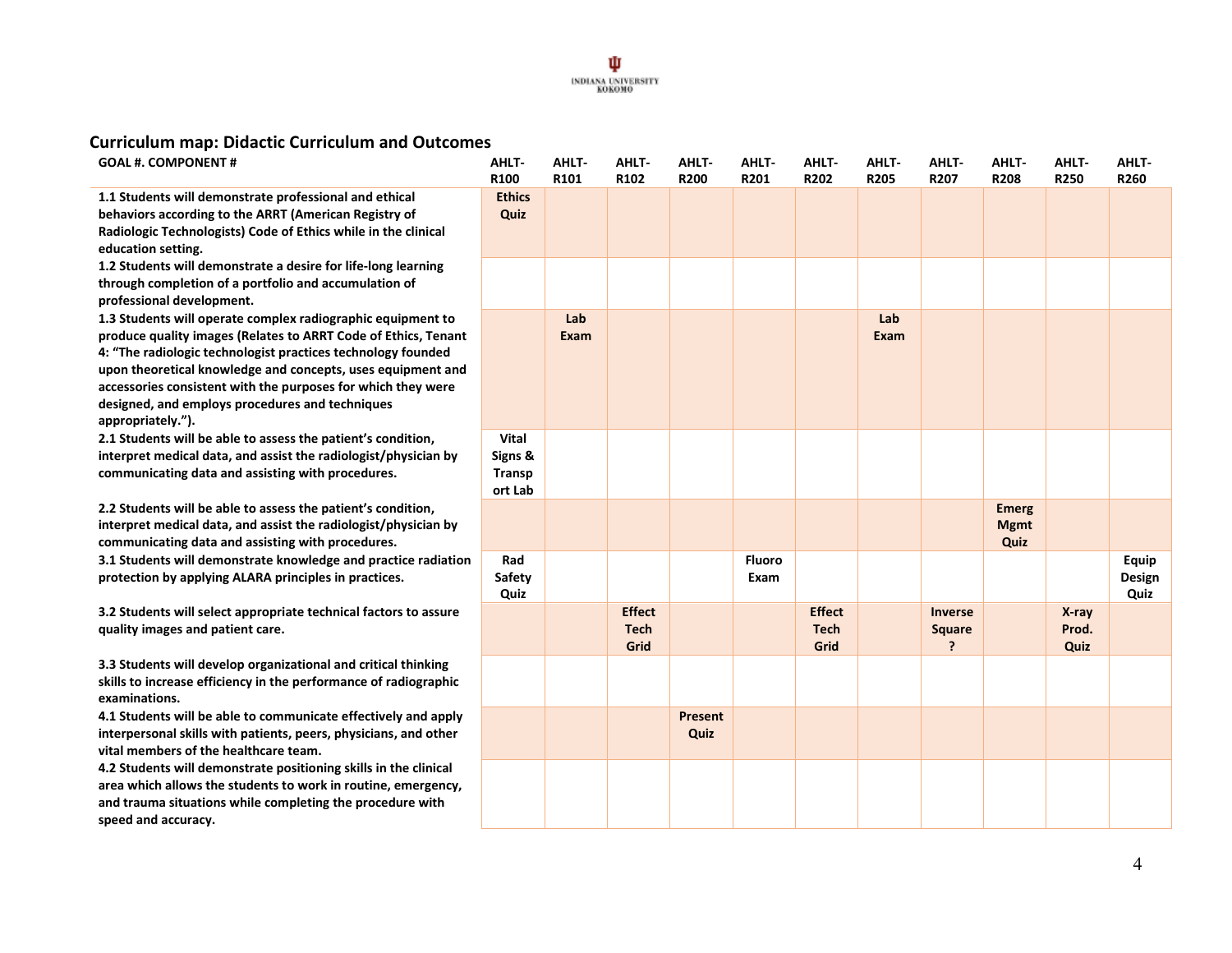## Curriculum map: Didactic Curriculum and Outcomes

| GOAL #. COMPONENT # | AHLT-R100 | AHLT-R101 | AHLT-R102 | AHLT-R200 | AHLT-R201 | AHLT-R202 | AHLT-R205 | AHLT-R207 | AHLT-R208 | AHLT-R250 | AHLT-R260 |
|---|---|---|---|---|---|---|---|---|---|---|---|
| **1.1 Students will demonstrate professional and ethical behaviors according to the ARRT (American Registry of Radiologic Technologists) Code of Ethics while in the clinical education setting.** | **Ethics Quiz** | | | | | | | | | | |
| **1.2 Students will demonstrate a desire for life-long learning through completion of a portfolio and accumulation of professional development.** | | | | | | | | | | | |
| **1.3 Students will operate complex radiographic equipment to produce quality images (Relates to ARRT Code of Ethics, Tenant 4: "The radiologic technologist practices technology founded upon theoretical knowledge and concepts, uses equipment and accessories consistent with the purposes for which they were designed, and employs procedures and techniques appropriately.").** | | **Lab Exam** | | | | | **Lab Exam** | | | | |
| **2.1 Students will be able to assess the patient's condition, interpret medical data, and assist the radiologist/physician by communicating data and assisting with procedures.** | **Vital Signs & Transport Lab** | | | | | | | | | | |
| **2.2 Students will be able to assess the patient's condition, interpret medical data, and assist the radiologist/physician by communicating data and assisting with procedures.** | | | | | | | | | **Emerg Mgmt Quiz** | | |
| **3.1 Students will demonstrate knowledge and practice radiation protection by applying ALARA principles in practices.** | **Rad Safety Quiz** | | | | **Fluoro Exam** | | | | | | **Equip Design Quiz** |
| **3.2 Students will select appropriate technical factors to assure quality images and patient care.** | | | **Effect Tech Grid** | | | **Effect Tech Grid** | | **Inverse Square ?** | | **X-ray Prod. Quiz** | |
| **3.3 Students will develop organizational and critical thinking skills to increase efficiency in the performance of radiographic examinations.** | | | | | | | | | | | |
| **4.1 Students will be able to communicate effectively and apply interpersonal skills with patients, peers, physicians, and other vital members of the healthcare team.** | | | | **Present Quiz** | | | | | | | |
| **4.2 Students will demonstrate positioning skills in the clinical area which allows the students to work in routine, emergency, and trauma situations while completing the procedure with speed and accuracy.** | | | | | | | | | | | |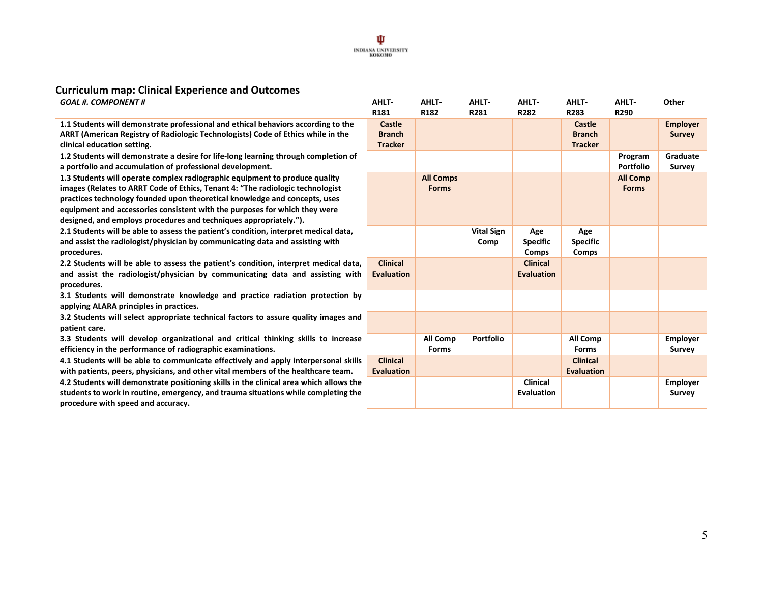## Curriculum map: Clinical Experience and Outcomes

| *GOAL #. COMPONENT #* | AHLT-R181 | AHLT-R182 | AHLT-R281 | AHLT-R282 | AHLT-R283 | AHLT-R290 | Other |
|---|---|---|---|---|---|---|---|
| **1.1 Students will demonstrate professional and ethical behaviors according to the ARRT (American Registry of Radiologic Technologists) Code of Ethics while in the clinical education setting.** | **Castle Branch Tracker** | | | | **Castle Branch Tracker** | | **Employer Survey** |
| **1.2 Students will demonstrate a desire for life-long learning through completion of a portfolio and accumulation of professional development.** | | | | | | **Program Portfolio** | **Graduate Survey** |
| **1.3 Students will operate complex radiographic equipment to produce quality images (Relates to ARRT Code of Ethics, Tenant 4: "The radiologic technologist practices technology founded upon theoretical knowledge and concepts, uses equipment and accessories consistent with the purposes for which they were designed, and employs procedures and techniques appropriately.").** | | **All Comps Forms** | | | | **All Comp Forms** | |
| **2.1 Students will be able to assess the patient's condition, interpret medical data, and assist the radiologist/physician by communicating data and assisting with procedures.** | | | **Vital Sign Comp** | **Age Specific Comps** | **Age Specific Comps** | | |
| **2.2 Students will be able to assess the patient's condition, interpret medical data, and assist the radiologist/physician by communicating data and assisting with procedures.** | **Clinical Evaluation** | | | **Clinical Evaluation** | | | |
| **3.1 Students will demonstrate knowledge and practice radiation protection by applying ALARA principles in practices.** | | | | | | | |
| **3.2 Students will select appropriate technical factors to assure quality images and patient care.** | | | | | | | |
| **3.3 Students will develop organizational and critical thinking skills to increase efficiency in the performance of radiographic examinations.** | | **All Comp Forms** | **Portfolio** | | **All Comp Forms** | | **Employer Survey** |
| **4.1 Students will be able to communicate effectively and apply interpersonal skills with patients, peers, physicians, and other vital members of the healthcare team.** | **Clinical Evaluation** | | | | **Clinical Evaluation** | | |
| **4.2 Students will demonstrate positioning skills in the clinical area which allows the students to work in routine, emergency, and trauma situations while completing the procedure with speed and accuracy.** | | | | **Clinical Evaluation** | | | **Employer Survey** |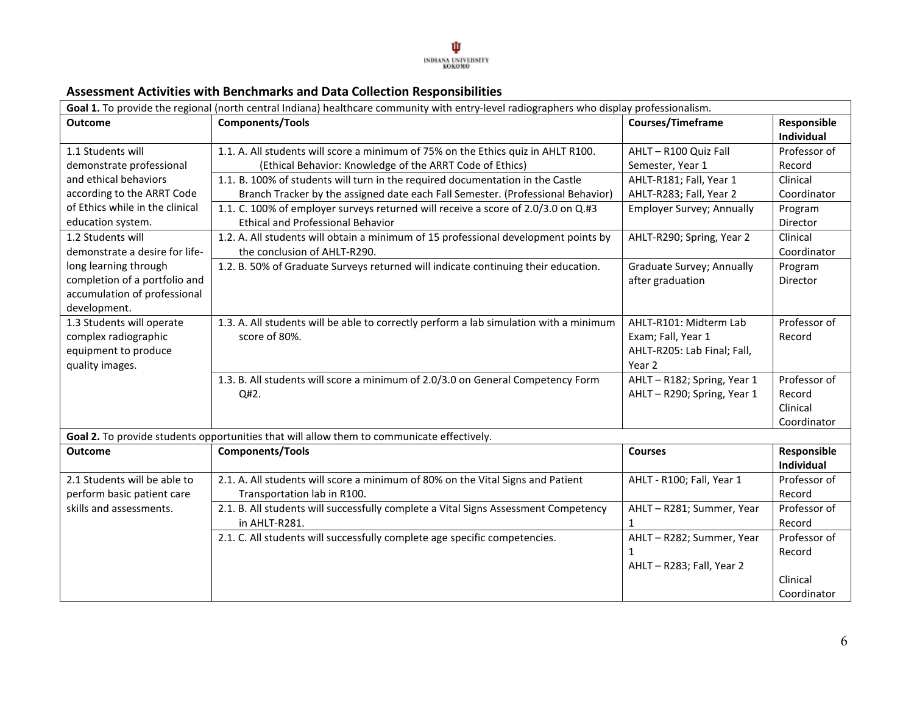## Assessment Activities with Benchmarks and Data Collection Responsibilities

| **Goal 1.** To provide the regional (north central Indiana) healthcare community with entry-level radiographers who display professionalism. | | | |
|---|---|---|---|
| **Outcome** | **Components/Tools** | **Courses/Timeframe** | **Responsible Individual** |
| 1.1 Students will demonstrate professional and ethical behaviors according to the ARRT Code of Ethics while in the clinical education system. | 1.1. A. All students will score a minimum of 75% on the Ethics quiz in AHLT R100. (Ethical Behavior: Knowledge of the ARRT Code of Ethics) | AHLT – R100 Quiz Fall Semester, Year 1 | Professor of Record |
| | 1.1. B. 100% of students will turn in the required documentation in the Castle Branch Tracker by the assigned date each Fall Semester. (Professional Behavior) | AHLT-R181; Fall, Year 1<br>AHLT-R283; Fall, Year 2 | Clinical Coordinator |
| | 1.1. C. 100% of employer surveys returned will receive a score of 2.0/3.0 on Q.#3 Ethical and Professional Behavior | Employer Survey; Annually | Program Director |
| 1.2 Students will demonstrate a desire for life-long learning through completion of a portfolio and accumulation of professional development. | 1.2. A. All students will obtain a minimum of 15 professional development points by the conclusion of AHLT-R290. | AHLT-R290; Spring, Year 2 | Clinical Coordinator |
| | 1.2. B. 50% of Graduate Surveys returned will indicate continuing their education. | Graduate Survey; Annually after graduation | Program Director |
| 1.3 Students will operate complex radiographic equipment to produce quality images. | 1.3. A. All students will be able to correctly perform a lab simulation with a minimum score of 80%. | AHLT-R101: Midterm Lab Exam; Fall, Year 1<br>AHLT-R205: Lab Final; Fall, Year 2 | Professor of Record |
| | 1.3. B. All students will score a minimum of 2.0/3.0 on General Competency Form Q#2. | AHLT – R182; Spring, Year 1<br>AHLT – R290; Spring, Year 1 | Professor of Record<br>Clinical Coordinator |
| **Goal 2.** To provide students opportunities that will allow them to communicate effectively. | | | |
| **Outcome** | **Components/Tools** | **Courses** | **Responsible Individual** |
| 2.1 Students will be able to perform basic patient care skills and assessments. | 2.1. A. All students will score a minimum of 80% on the Vital Signs and Patient Transportation lab in R100. | AHLT - R100; Fall, Year 1 | Professor of Record |
| | 2.1. B. All students will successfully complete a Vital Signs Assessment Competency in AHLT-R281. | AHLT – R281; Summer, Year 1 | Professor of Record |
| | 2.1. C. All students will successfully complete age specific competencies. | AHLT – R282; Summer, Year 1<br>AHLT – R283; Fall, Year 2 | Professor of Record<br><br>Clinical Coordinator |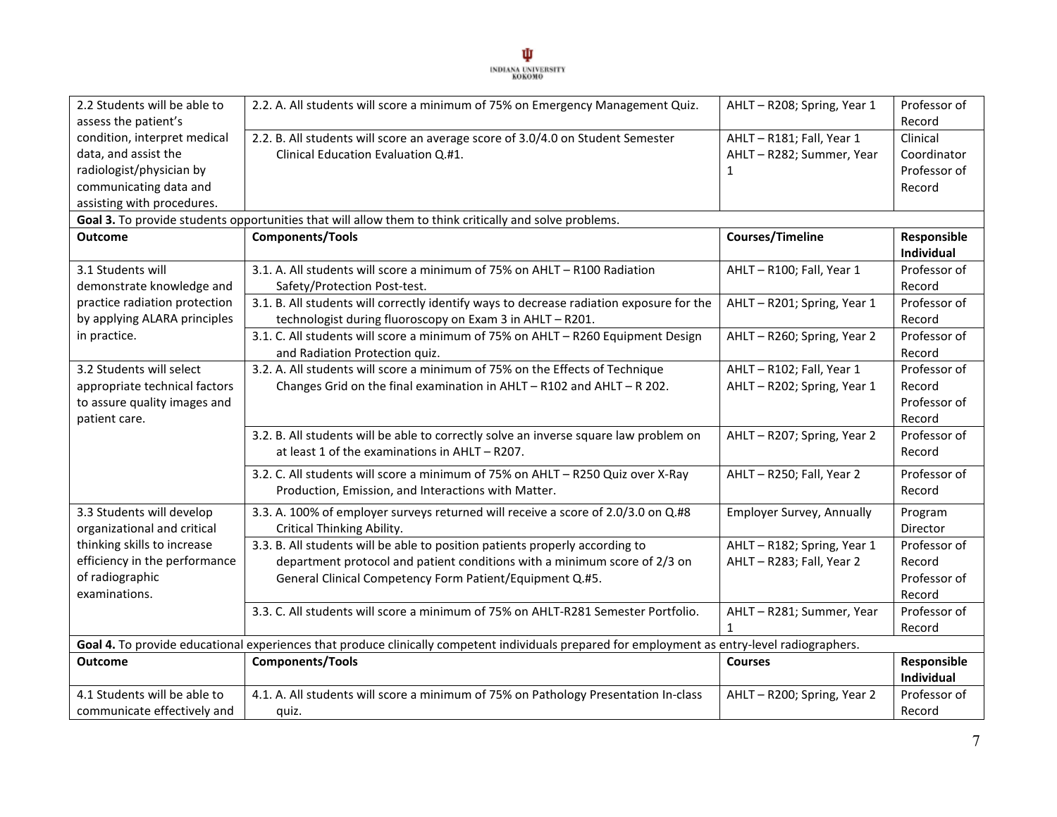| Outcome | Components/Tools | Courses/Timeline | Responsible Individual |
|---|---|---|---|
| 2.2 Students will be able to assess the patient's condition, interpret medical data, and assist the radiologist/physician by communicating data and assisting with procedures. | 2.2. A. All students will score a minimum of 75% on Emergency Management Quiz. | AHLT – R208; Spring, Year 1 | Professor of Record |
| | 2.2. B. All students will score an average score of 3.0/4.0 on Student Semester Clinical Education Evaluation Q.#1. | AHLT – R181; Fall, Year 1<br>AHLT – R282; Summer, Year 1 | Clinical Coordinator<br>Professor of Record |
| **Goal 3.** To provide students opportunities that will allow them to think critically and solve problems. | | | |
| **Outcome** | **Components/Tools** | **Courses/Timeline** | **Responsible Individual** |
| 3.1 Students will demonstrate knowledge and practice radiation protection by applying ALARA principles in practice. | 3.1. A. All students will score a minimum of 75% on AHLT – R100 Radiation Safety/Protection Post-test. | AHLT – R100; Fall, Year 1 | Professor of Record |
| | 3.1. B. All students will correctly identify ways to decrease radiation exposure for the technologist during fluoroscopy on Exam 3 in AHLT – R201. | AHLT – R201; Spring, Year 1 | Professor of Record |
| | 3.1. C. All students will score a minimum of 75% on AHLT – R260 Equipment Design and Radiation Protection quiz. | AHLT – R260; Spring, Year 2 | Professor of Record |
| 3.2 Students will select appropriate technical factors to assure quality images and patient care. | 3.2. A. All students will score a minimum of 75% on the Effects of Technique Changes Grid on the final examination in AHLT – R102 and AHLT – R 202. | AHLT – R102; Fall, Year 1<br>AHLT – R202; Spring, Year 1 | Professor of Record<br>Professor of Record |
| | 3.2. B. All students will be able to correctly solve an inverse square law problem on at least 1 of the examinations in AHLT – R207. | AHLT – R207; Spring, Year 2 | Professor of Record |
| | 3.2. C. All students will score a minimum of 75% on AHLT – R250 Quiz over X-Ray Production, Emission, and Interactions with Matter. | AHLT – R250; Fall, Year 2 | Professor of Record |
| 3.3 Students will develop organizational and critical thinking skills to increase efficiency in the performance of radiographic examinations. | 3.3. A. 100% of employer surveys returned will receive a score of 2.0/3.0 on Q.#8 Critical Thinking Ability. | Employer Survey, Annually | Program Director |
| | 3.3. B. All students will be able to position patients properly according to department protocol and patient conditions with a minimum score of 2/3 on General Clinical Competency Form Patient/Equipment Q.#5. | AHLT – R182; Spring, Year 1<br>AHLT – R283; Fall, Year 2 | Professor of Record<br>Professor of Record |
| | 3.3. C. All students will score a minimum of 75% on AHLT-R281 Semester Portfolio. | AHLT – R281; Summer, Year 1 | Professor of Record |
| **Goal 4.** To provide educational experiences that produce clinically competent individuals prepared for employment as entry-level radiographers. | | | |
| **Outcome** | **Components/Tools** | **Courses** | **Responsible Individual** |
| 4.1 Students will be able to communicate effectively and | 4.1. A. All students will score a minimum of 75% on Pathology Presentation In-class quiz. | AHLT – R200; Spring, Year 2 | Professor of Record |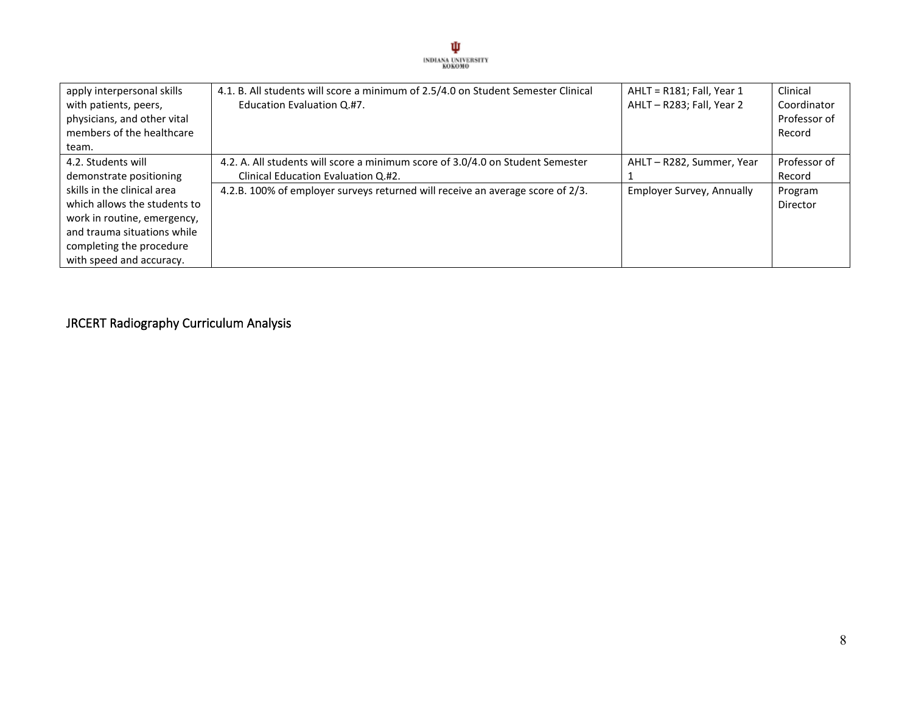| | | | |
|---|---|---|---|
| apply interpersonal skills with patients, peers, physicians, and other vital members of the healthcare team. | 4.1. B. All students will score a minimum of 2.5/4.0 on Student Semester Clinical Education Evaluation Q.#7. | AHLT = R181; Fall, Year 1<br>AHLT – R283; Fall, Year 2 | Clinical Coordinator Professor of Record |
| 4.2. Students will demonstrate positioning skills in the clinical area which allows the students to work in routine, emergency, and trauma situations while completing the procedure with speed and accuracy. | 4.2. A. All students will score a minimum score of 3.0/4.0 on Student Semester Clinical Education Evaluation Q.#2. | AHLT – R282, Summer, Year 1 | Professor of Record |
| | 4.2.B. 100% of employer surveys returned will receive an average score of 2/3. | Employer Survey, Annually | Program Director |

## JRCERT Radiography Curriculum Analysis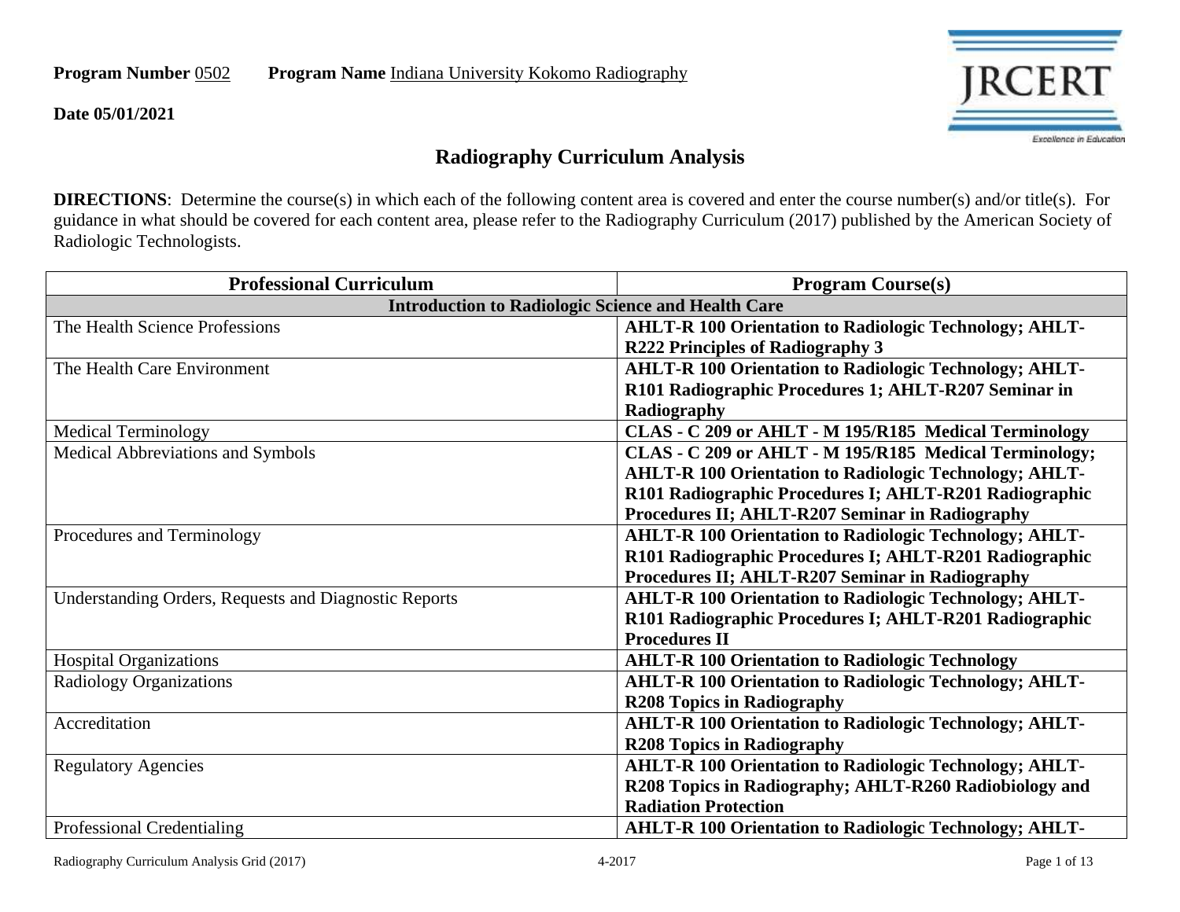**Program Number** 0502 **Program Name** Indiana University Kokomo Radiography

**Date 05/01/2021**

# Radiography Curriculum Analysis

**DIRECTIONS**: Determine the course(s) in which each of the following content area is covered and enter the course number(s) and/or title(s). For guidance in what should be covered for each content area, please refer to the Radiography Curriculum (2017) published by the American Society of Radiologic Technologists.

| Professional Curriculum | Program Course(s) |
|---|---|
| **Introduction to Radiologic Science and Health Care** | |
| The Health Science Professions | **AHLT-R 100 Orientation to Radiologic Technology; AHLT-R222 Principles of Radiography 3** |
| The Health Care Environment | **AHLT-R 100 Orientation to Radiologic Technology; AHLT-R101 Radiographic Procedures 1; AHLT-R207 Seminar in Radiography** |
| Medical Terminology | **CLAS - C 209 or AHLT - M 195/R185 Medical Terminology** |
| Medical Abbreviations and Symbols | **CLAS - C 209 or AHLT - M 195/R185 Medical Terminology; AHLT-R 100 Orientation to Radiologic Technology; AHLT-R101 Radiographic Procedures I; AHLT-R201 Radiographic Procedures II; AHLT-R207 Seminar in Radiography** |
| Procedures and Terminology | **AHLT-R 100 Orientation to Radiologic Technology; AHLT-R101 Radiographic Procedures I; AHLT-R201 Radiographic Procedures II; AHLT-R207 Seminar in Radiography** |
| Understanding Orders, Requests and Diagnostic Reports | **AHLT-R 100 Orientation to Radiologic Technology; AHLT-R101 Radiographic Procedures I; AHLT-R201 Radiographic Procedures II** |
| Hospital Organizations | **AHLT-R 100 Orientation to Radiologic Technology** |
| Radiology Organizations | **AHLT-R 100 Orientation to Radiologic Technology; AHLT-R208 Topics in Radiography** |
| Accreditation | **AHLT-R 100 Orientation to Radiologic Technology; AHLT-R208 Topics in Radiography** |
| Regulatory Agencies | **AHLT-R 100 Orientation to Radiologic Technology; AHLT-R208 Topics in Radiography; AHLT-R260 Radiobiology and Radiation Protection** |
| Professional Credentialing | **AHLT-R 100 Orientation to Radiologic Technology; AHLT-** |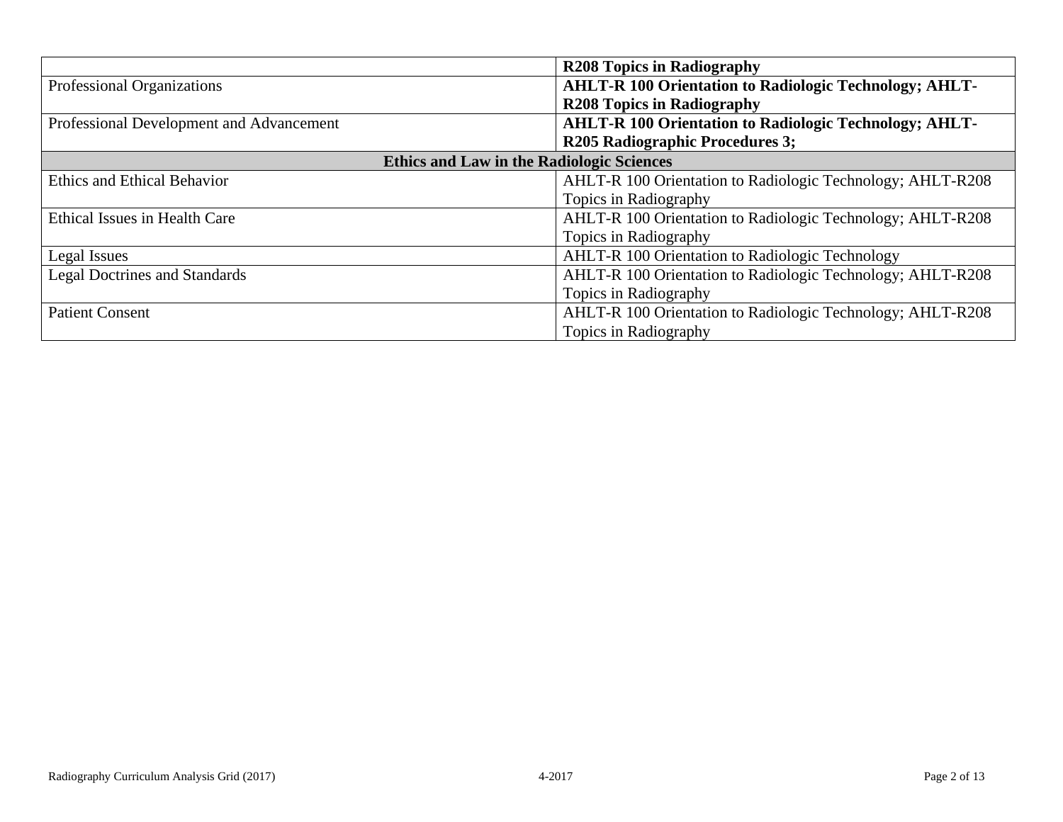| | |
|---|---|
| | **R208 Topics in Radiography** |
| Professional Organizations | **AHLT-R 100 Orientation to Radiologic Technology; AHLT-R208 Topics in Radiography** |
| Professional Development and Advancement | **AHLT-R 100 Orientation to Radiologic Technology; AHLT-R205 Radiographic Procedures 3;** |
| **Ethics and Law in the Radiologic Sciences** | |
| Ethics and Ethical Behavior | AHLT-R 100 Orientation to Radiologic Technology; AHLT-R208 Topics in Radiography |
| Ethical Issues in Health Care | AHLT-R 100 Orientation to Radiologic Technology; AHLT-R208 Topics in Radiography |
| Legal Issues | AHLT-R 100 Orientation to Radiologic Technology |
| Legal Doctrines and Standards | AHLT-R 100 Orientation to Radiologic Technology; AHLT-R208 Topics in Radiography |
| Patient Consent | AHLT-R 100 Orientation to Radiologic Technology; AHLT-R208 Topics in Radiography |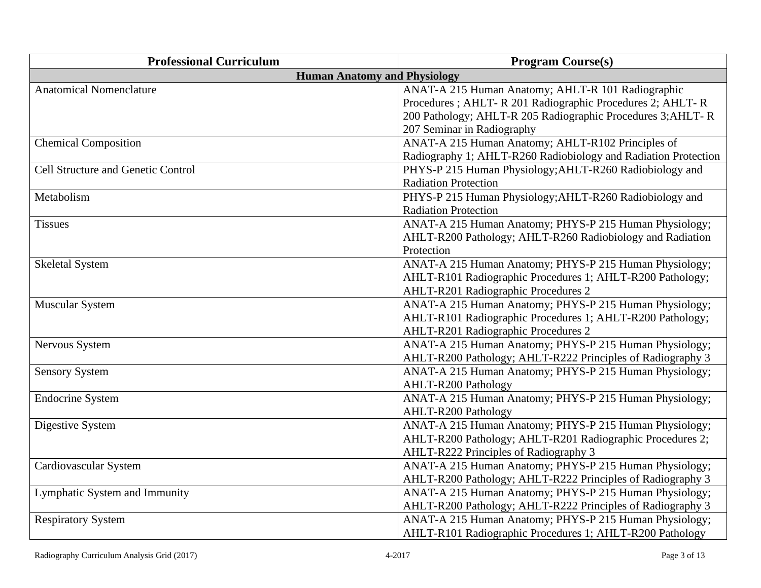| Professional Curriculum | Program Course(s) |
|---|---|
| **Human Anatomy and Physiology** | |
| Anatomical Nomenclature | ANAT-A 215 Human Anatomy; AHLT-R 101 Radiographic Procedures ; AHLT- R 201 Radiographic Procedures 2; AHLT- R 200 Pathology; AHLT-R 205 Radiographic Procedures 3;AHLT- R 207 Seminar in Radiography |
| Chemical Composition | ANAT-A 215 Human Anatomy; AHLT-R102 Principles of Radiography 1; AHLT-R260 Radiobiology and Radiation Protection |
| Cell Structure and Genetic Control | PHYS-P 215 Human Physiology;AHLT-R260 Radiobiology and Radiation Protection |
| Metabolism | PHYS-P 215 Human Physiology;AHLT-R260 Radiobiology and Radiation Protection |
| Tissues | ANAT-A 215 Human Anatomy; PHYS-P 215 Human Physiology; AHLT-R200 Pathology; AHLT-R260 Radiobiology and Radiation Protection |
| Skeletal System | ANAT-A 215 Human Anatomy; PHYS-P 215 Human Physiology; AHLT-R101 Radiographic Procedures 1; AHLT-R200 Pathology; AHLT-R201 Radiographic Procedures 2 |
| Muscular System | ANAT-A 215 Human Anatomy; PHYS-P 215 Human Physiology; AHLT-R101 Radiographic Procedures 1; AHLT-R200 Pathology; AHLT-R201 Radiographic Procedures 2 |
| Nervous System | ANAT-A 215 Human Anatomy; PHYS-P 215 Human Physiology; AHLT-R200 Pathology; AHLT-R222 Principles of Radiography 3 |
| Sensory System | ANAT-A 215 Human Anatomy; PHYS-P 215 Human Physiology; AHLT-R200 Pathology |
| Endocrine System | ANAT-A 215 Human Anatomy; PHYS-P 215 Human Physiology; AHLT-R200 Pathology |
| Digestive System | ANAT-A 215 Human Anatomy; PHYS-P 215 Human Physiology; AHLT-R200 Pathology; AHLT-R201 Radiographic Procedures 2; AHLT-R222 Principles of Radiography 3 |
| Cardiovascular System | ANAT-A 215 Human Anatomy; PHYS-P 215 Human Physiology; AHLT-R200 Pathology; AHLT-R222 Principles of Radiography 3 |
| Lymphatic System and Immunity | ANAT-A 215 Human Anatomy; PHYS-P 215 Human Physiology; AHLT-R200 Pathology; AHLT-R222 Principles of Radiography 3 |
| Respiratory System | ANAT-A 215 Human Anatomy; PHYS-P 215 Human Physiology; AHLT-R101 Radiographic Procedures 1; AHLT-R200 Pathology |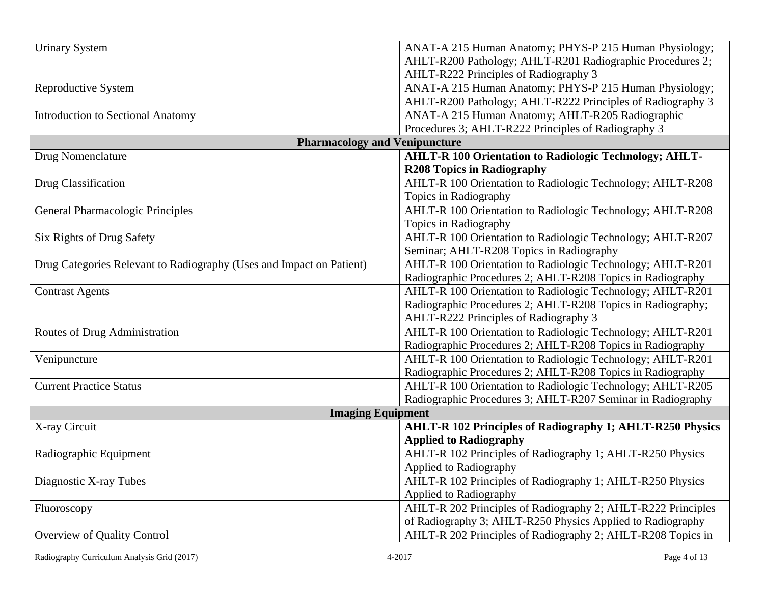| | |
|---|---|
| Urinary System | ANAT-A 215 Human Anatomy; PHYS-P 215 Human Physiology; AHLT-R200 Pathology; AHLT-R201 Radiographic Procedures 2; AHLT-R222 Principles of Radiography 3 |
| Reproductive System | ANAT-A 215 Human Anatomy; PHYS-P 215 Human Physiology; AHLT-R200 Pathology; AHLT-R222 Principles of Radiography 3 |
| Introduction to Sectional Anatomy | ANAT-A 215 Human Anatomy; AHLT-R205 Radiographic Procedures 3; AHLT-R222 Principles of Radiography 3 |
| **Pharmacology and Venipuncture** | |
| Drug Nomenclature | **AHLT-R 100 Orientation to Radiologic Technology; AHLT-R208 Topics in Radiography** |
| Drug Classification | AHLT-R 100 Orientation to Radiologic Technology; AHLT-R208 Topics in Radiography |
| General Pharmacologic Principles | AHLT-R 100 Orientation to Radiologic Technology; AHLT-R208 Topics in Radiography |
| Six Rights of Drug Safety | AHLT-R 100 Orientation to Radiologic Technology; AHLT-R207 Seminar; AHLT-R208 Topics in Radiography |
| Drug Categories Relevant to Radiography (Uses and Impact on Patient) | AHLT-R 100 Orientation to Radiologic Technology; AHLT-R201 Radiographic Procedures 2; AHLT-R208 Topics in Radiography |
| Contrast Agents | AHLT-R 100 Orientation to Radiologic Technology; AHLT-R201 Radiographic Procedures 2; AHLT-R208 Topics in Radiography; AHLT-R222 Principles of Radiography 3 |
| Routes of Drug Administration | AHLT-R 100 Orientation to Radiologic Technology; AHLT-R201 Radiographic Procedures 2; AHLT-R208 Topics in Radiography |
| Venipuncture | AHLT-R 100 Orientation to Radiologic Technology; AHLT-R201 Radiographic Procedures 2; AHLT-R208 Topics in Radiography |
| Current Practice Status | AHLT-R 100 Orientation to Radiologic Technology; AHLT-R205 Radiographic Procedures 3; AHLT-R207 Seminar in Radiography |
| **Imaging Equipment** | |
| X-ray Circuit | **AHLT-R 102 Principles of Radiography 1; AHLT-R250 Physics Applied to Radiography** |
| Radiographic Equipment | AHLT-R 102 Principles of Radiography 1; AHLT-R250 Physics Applied to Radiography |
| Diagnostic X-ray Tubes | AHLT-R 102 Principles of Radiography 1; AHLT-R250 Physics Applied to Radiography |
| Fluoroscopy | AHLT-R 202 Principles of Radiography 2; AHLT-R222 Principles of Radiography 3; AHLT-R250 Physics Applied to Radiography |
| Overview of Quality Control | AHLT-R 202 Principles of Radiography 2; AHLT-R208 Topics in |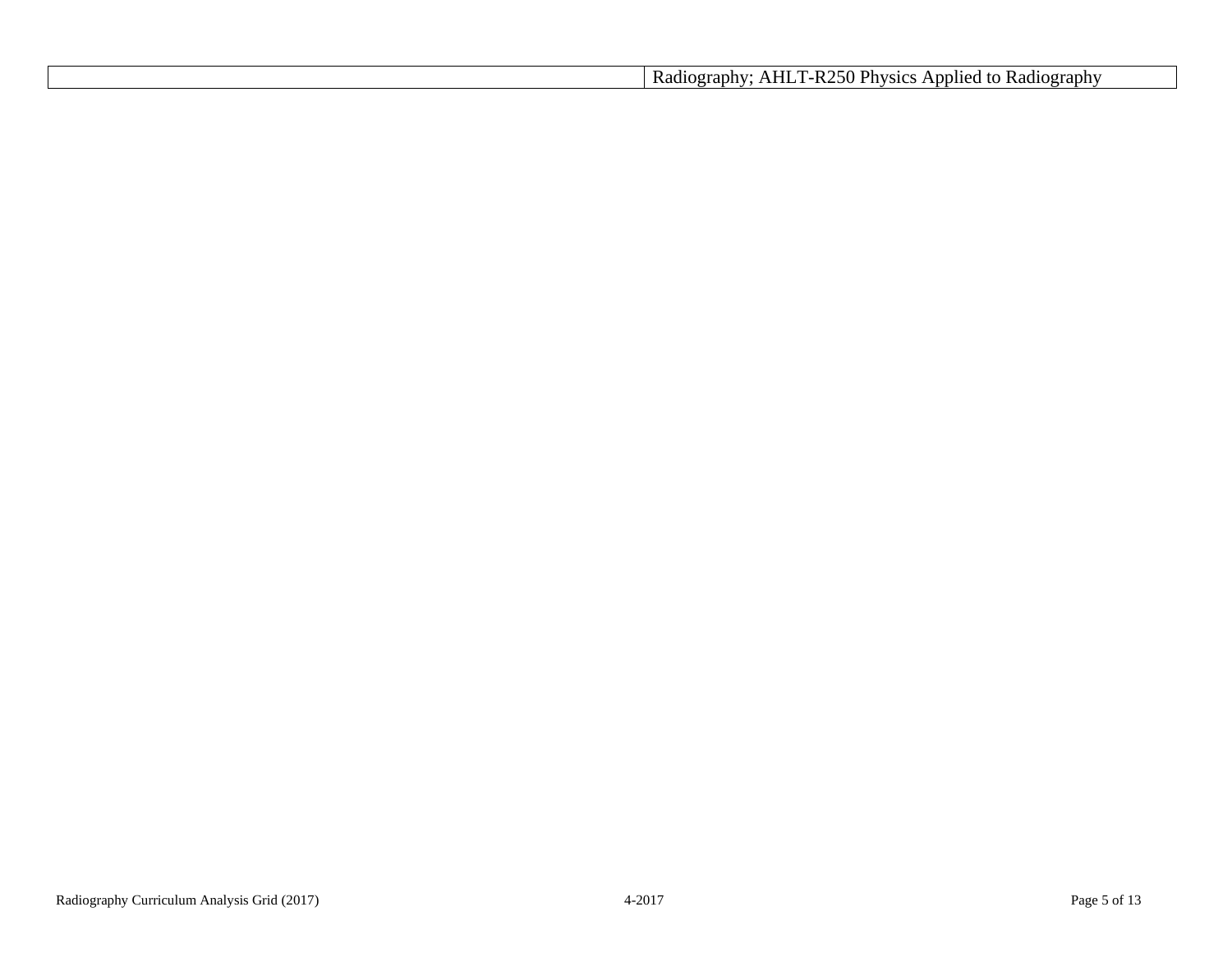| | Radiography; AHLT-R250 Physics Applied to Radiography |
|---|---|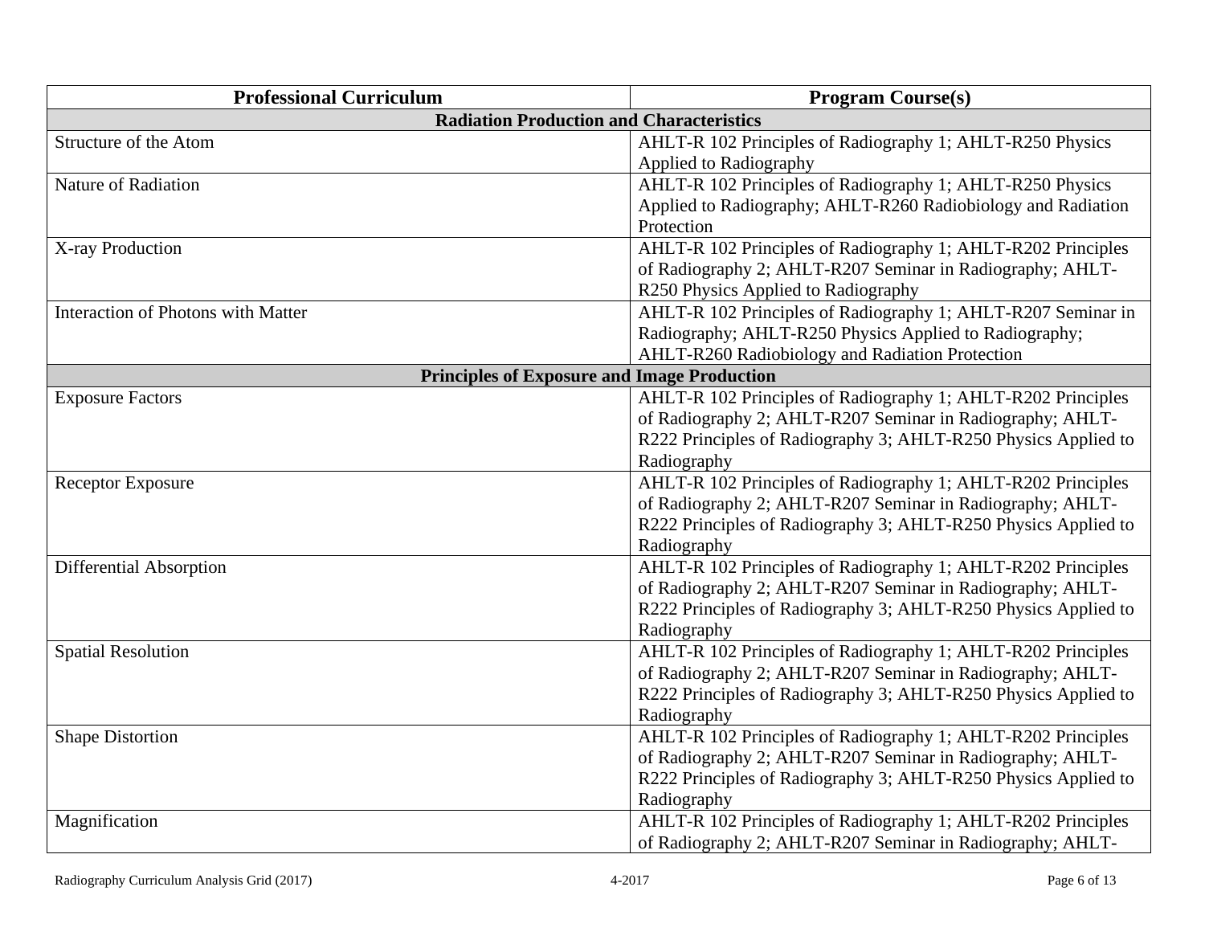| Professional Curriculum | Program Course(s) |
|---|---|
| **Radiation Production and Characteristics** | |
| Structure of the Atom | AHLT-R 102 Principles of Radiography 1; AHLT-R250 Physics Applied to Radiography |
| Nature of Radiation | AHLT-R 102 Principles of Radiography 1; AHLT-R250 Physics Applied to Radiography; AHLT-R260 Radiobiology and Radiation Protection |
| X-ray Production | AHLT-R 102 Principles of Radiography 1; AHLT-R202 Principles of Radiography 2; AHLT-R207 Seminar in Radiography; AHLT-R250 Physics Applied to Radiography |
| Interaction of Photons with Matter | AHLT-R 102 Principles of Radiography 1; AHLT-R207 Seminar in Radiography; AHLT-R250 Physics Applied to Radiography; AHLT-R260 Radiobiology and Radiation Protection |
| **Principles of Exposure and Image Production** | |
| Exposure Factors | AHLT-R 102 Principles of Radiography 1; AHLT-R202 Principles of Radiography 2; AHLT-R207 Seminar in Radiography; AHLT-R222 Principles of Radiography 3; AHLT-R250 Physics Applied to Radiography |
| Receptor Exposure | AHLT-R 102 Principles of Radiography 1; AHLT-R202 Principles of Radiography 2; AHLT-R207 Seminar in Radiography; AHLT-R222 Principles of Radiography 3; AHLT-R250 Physics Applied to Radiography |
| Differential Absorption | AHLT-R 102 Principles of Radiography 1; AHLT-R202 Principles of Radiography 2; AHLT-R207 Seminar in Radiography; AHLT-R222 Principles of Radiography 3; AHLT-R250 Physics Applied to Radiography |
| Spatial Resolution | AHLT-R 102 Principles of Radiography 1; AHLT-R202 Principles of Radiography 2; AHLT-R207 Seminar in Radiography; AHLT-R222 Principles of Radiography 3; AHLT-R250 Physics Applied to Radiography |
| Shape Distortion | AHLT-R 102 Principles of Radiography 1; AHLT-R202 Principles of Radiography 2; AHLT-R207 Seminar in Radiography; AHLT-R222 Principles of Radiography 3; AHLT-R250 Physics Applied to Radiography |
| Magnification | AHLT-R 102 Principles of Radiography 1; AHLT-R202 Principles of Radiography 2; AHLT-R207 Seminar in Radiography; AHLT- |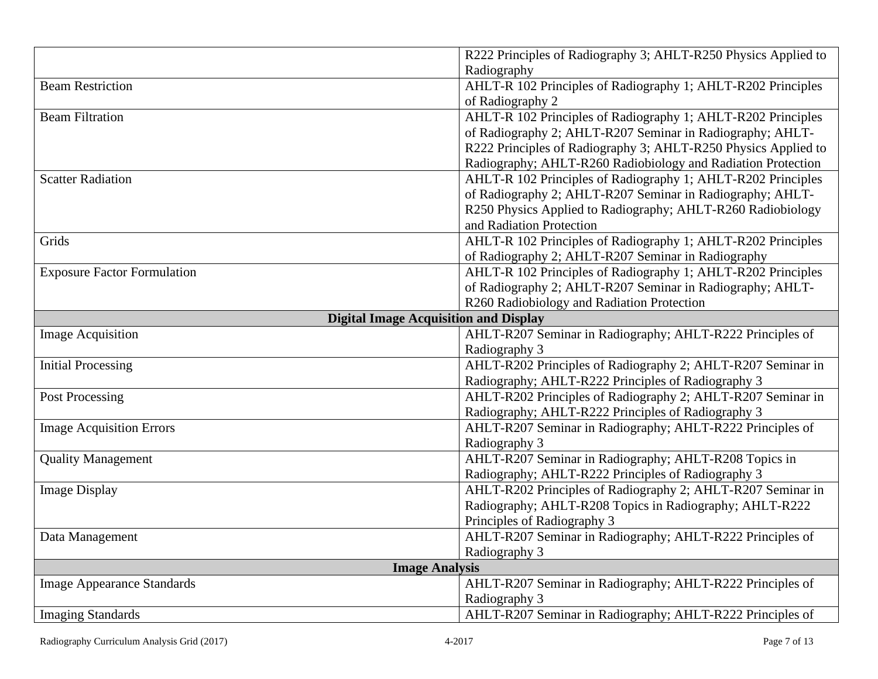| | |
|---|---|
| | R222 Principles of Radiography 3; AHLT-R250 Physics Applied to Radiography |
| Beam Restriction | AHLT-R 102 Principles of Radiography 1; AHLT-R202 Principles of Radiography 2 |
| Beam Filtration | AHLT-R 102 Principles of Radiography 1; AHLT-R202 Principles of Radiography 2; AHLT-R207 Seminar in Radiography; AHLT-R222 Principles of Radiography 3; AHLT-R250 Physics Applied to Radiography; AHLT-R260 Radiobiology and Radiation Protection |
| Scatter Radiation | AHLT-R 102 Principles of Radiography 1; AHLT-R202 Principles of Radiography 2; AHLT-R207 Seminar in Radiography; AHLT-R250 Physics Applied to Radiography; AHLT-R260 Radiobiology and Radiation Protection |
| Grids | AHLT-R 102 Principles of Radiography 1; AHLT-R202 Principles of Radiography 2; AHLT-R207 Seminar in Radiography |
| Exposure Factor Formulation | AHLT-R 102 Principles of Radiography 1; AHLT-R202 Principles of Radiography 2; AHLT-R207 Seminar in Radiography; AHLT-R260 Radiobiology and Radiation Protection |
| **Digital Image Acquisition and Display** | |
| Image Acquisition | AHLT-R207 Seminar in Radiography; AHLT-R222 Principles of Radiography 3 |
| Initial Processing | AHLT-R202 Principles of Radiography 2; AHLT-R207 Seminar in Radiography; AHLT-R222 Principles of Radiography 3 |
| Post Processing | AHLT-R202 Principles of Radiography 2; AHLT-R207 Seminar in Radiography; AHLT-R222 Principles of Radiography 3 |
| Image Acquisition Errors | AHLT-R207 Seminar in Radiography; AHLT-R222 Principles of Radiography 3 |
| Quality Management | AHLT-R207 Seminar in Radiography; AHLT-R208 Topics in Radiography; AHLT-R222 Principles of Radiography 3 |
| Image Display | AHLT-R202 Principles of Radiography 2; AHLT-R207 Seminar in Radiography; AHLT-R208 Topics in Radiography; AHLT-R222 Principles of Radiography 3 |
| Data Management | AHLT-R207 Seminar in Radiography; AHLT-R222 Principles of Radiography 3 |
| **Image Analysis** | |
| Image Appearance Standards | AHLT-R207 Seminar in Radiography; AHLT-R222 Principles of Radiography 3 |
| Imaging Standards | AHLT-R207 Seminar in Radiography; AHLT-R222 Principles of |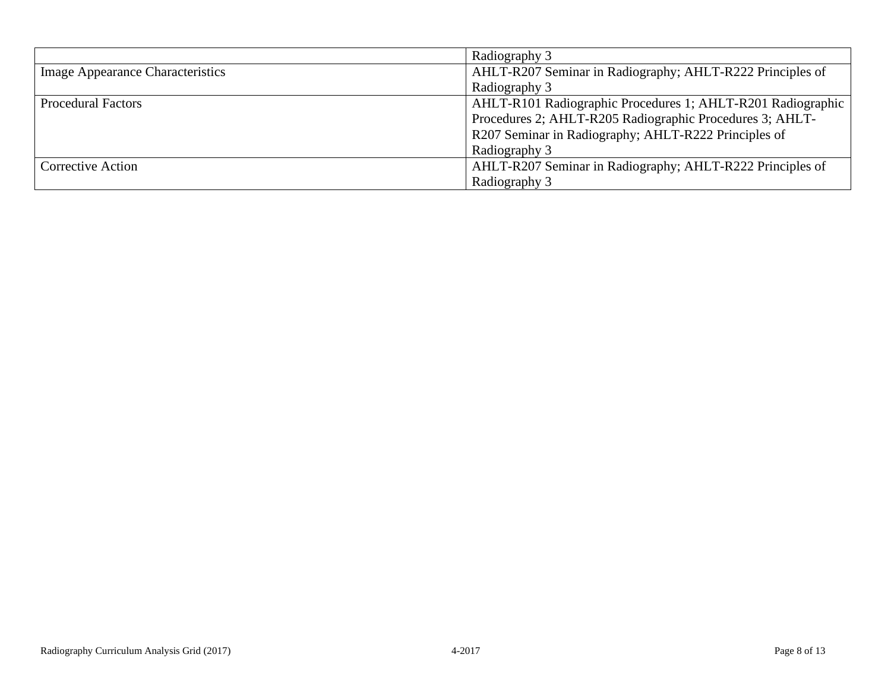| | |
|---|---|
| | Radiography 3 |
| Image Appearance Characteristics | AHLT-R207 Seminar in Radiography; AHLT-R222 Principles of Radiography 3 |
| Procedural Factors | AHLT-R101 Radiographic Procedures 1; AHLT-R201 Radiographic Procedures 2; AHLT-R205 Radiographic Procedures 3; AHLT-R207 Seminar in Radiography; AHLT-R222 Principles of Radiography 3 |
| Corrective Action | AHLT-R207 Seminar in Radiography; AHLT-R222 Principles of Radiography 3 |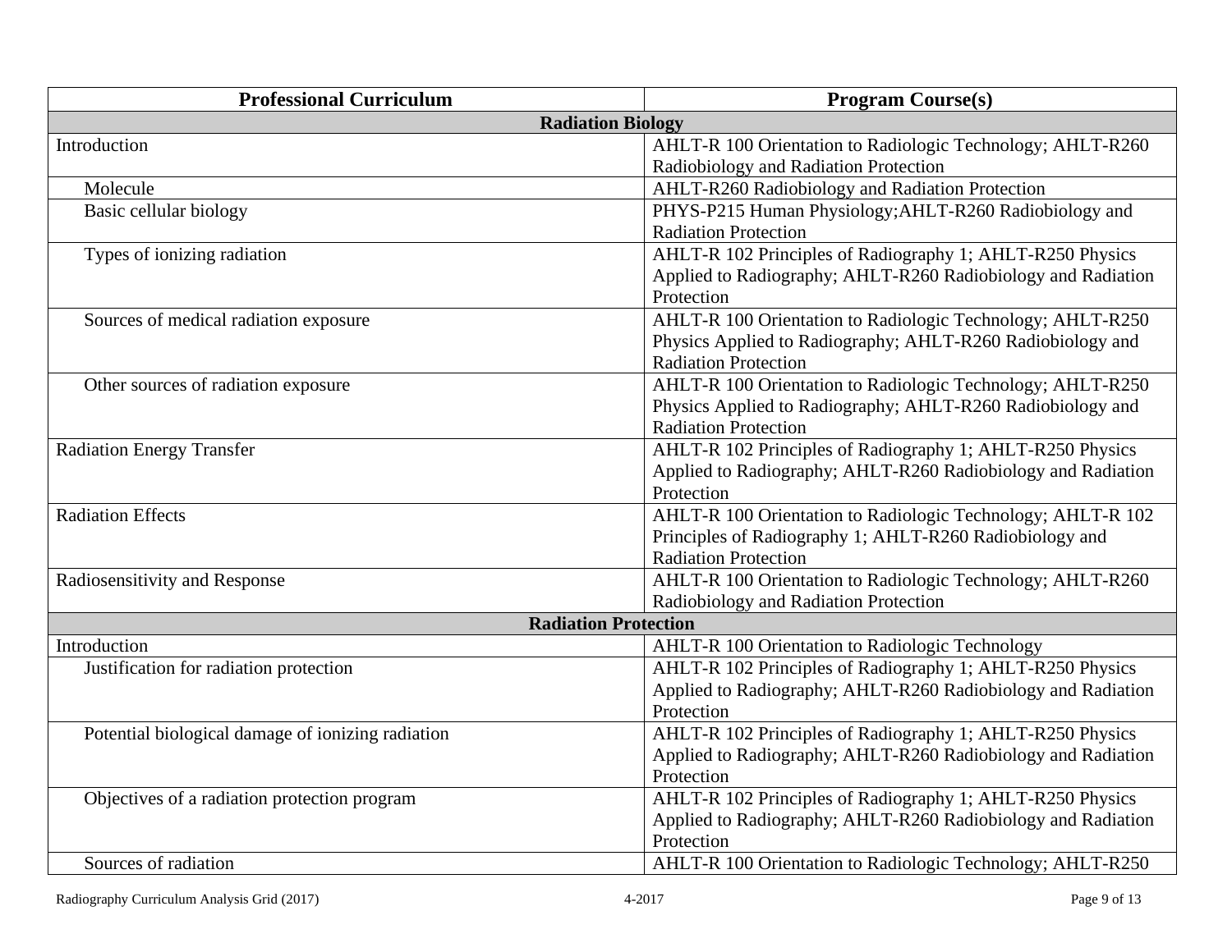| Professional Curriculum | Program Course(s) |
|---|---|
| **Radiation Biology** | |
| Introduction | AHLT-R 100 Orientation to Radiologic Technology; AHLT-R260 Radiobiology and Radiation Protection |
| Molecule | AHLT-R260 Radiobiology and Radiation Protection |
| Basic cellular biology | PHYS-P215 Human Physiology;AHLT-R260 Radiobiology and Radiation Protection |
| Types of ionizing radiation | AHLT-R 102 Principles of Radiography 1; AHLT-R250 Physics Applied to Radiography; AHLT-R260 Radiobiology and Radiation Protection |
| Sources of medical radiation exposure | AHLT-R 100 Orientation to Radiologic Technology; AHLT-R250 Physics Applied to Radiography; AHLT-R260 Radiobiology and Radiation Protection |
| Other sources of radiation exposure | AHLT-R 100 Orientation to Radiologic Technology; AHLT-R250 Physics Applied to Radiography; AHLT-R260 Radiobiology and Radiation Protection |
| Radiation Energy Transfer | AHLT-R 102 Principles of Radiography 1; AHLT-R250 Physics Applied to Radiography; AHLT-R260 Radiobiology and Radiation Protection |
| Radiation Effects | AHLT-R 100 Orientation to Radiologic Technology; AHLT-R 102 Principles of Radiography 1; AHLT-R260 Radiobiology and Radiation Protection |
| Radiosensitivity and Response | AHLT-R 100 Orientation to Radiologic Technology; AHLT-R260 Radiobiology and Radiation Protection |
| **Radiation Protection** | |
| Introduction | AHLT-R 100 Orientation to Radiologic Technology |
| Justification for radiation protection | AHLT-R 102 Principles of Radiography 1; AHLT-R250 Physics Applied to Radiography; AHLT-R260 Radiobiology and Radiation Protection |
| Potential biological damage of ionizing radiation | AHLT-R 102 Principles of Radiography 1; AHLT-R250 Physics Applied to Radiography; AHLT-R260 Radiobiology and Radiation Protection |
| Objectives of a radiation protection program | AHLT-R 102 Principles of Radiography 1; AHLT-R250 Physics Applied to Radiography; AHLT-R260 Radiobiology and Radiation Protection |
| Sources of radiation | AHLT-R 100 Orientation to Radiologic Technology; AHLT-R250 |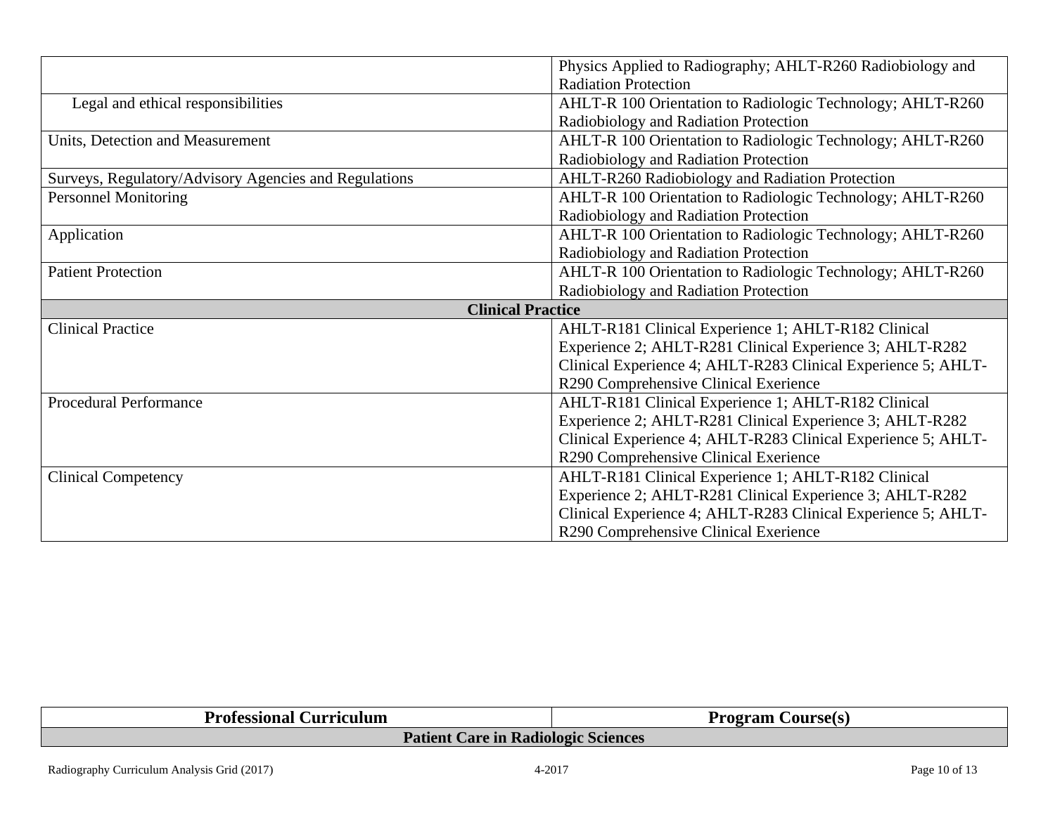| | |
|---|---|
| | Physics Applied to Radiography; AHLT-R260 Radiobiology and Radiation Protection |
| Legal and ethical responsibilities | AHLT-R 100 Orientation to Radiologic Technology; AHLT-R260 Radiobiology and Radiation Protection |
| Units, Detection and Measurement | AHLT-R 100 Orientation to Radiologic Technology; AHLT-R260 Radiobiology and Radiation Protection |
| Surveys, Regulatory/Advisory Agencies and Regulations | AHLT-R260 Radiobiology and Radiation Protection |
| Personnel Monitoring | AHLT-R 100 Orientation to Radiologic Technology; AHLT-R260 Radiobiology and Radiation Protection |
| Application | AHLT-R 100 Orientation to Radiologic Technology; AHLT-R260 Radiobiology and Radiation Protection |
| Patient Protection | AHLT-R 100 Orientation to Radiologic Technology; AHLT-R260 Radiobiology and Radiation Protection |
| **Clinical Practice** | |
| Clinical Practice | AHLT-R181 Clinical Experience 1; AHLT-R182 Clinical Experience 2; AHLT-R281 Clinical Experience 3; AHLT-R282 Clinical Experience 4; AHLT-R283 Clinical Experience 5; AHLT-R290 Comprehensive Clinical Exerience |
| Procedural Performance | AHLT-R181 Clinical Experience 1; AHLT-R182 Clinical Experience 2; AHLT-R281 Clinical Experience 3; AHLT-R282 Clinical Experience 4; AHLT-R283 Clinical Experience 5; AHLT-R290 Comprehensive Clinical Exerience |
| Clinical Competency | AHLT-R181 Clinical Experience 1; AHLT-R182 Clinical Experience 2; AHLT-R281 Clinical Experience 3; AHLT-R282 Clinical Experience 4; AHLT-R283 Clinical Experience 5; AHLT-R290 Comprehensive Clinical Exerience |

| **Professional Curriculum** | **Program Course(s)** |
|---|---|
| **Patient Care in Radiologic Sciences** | |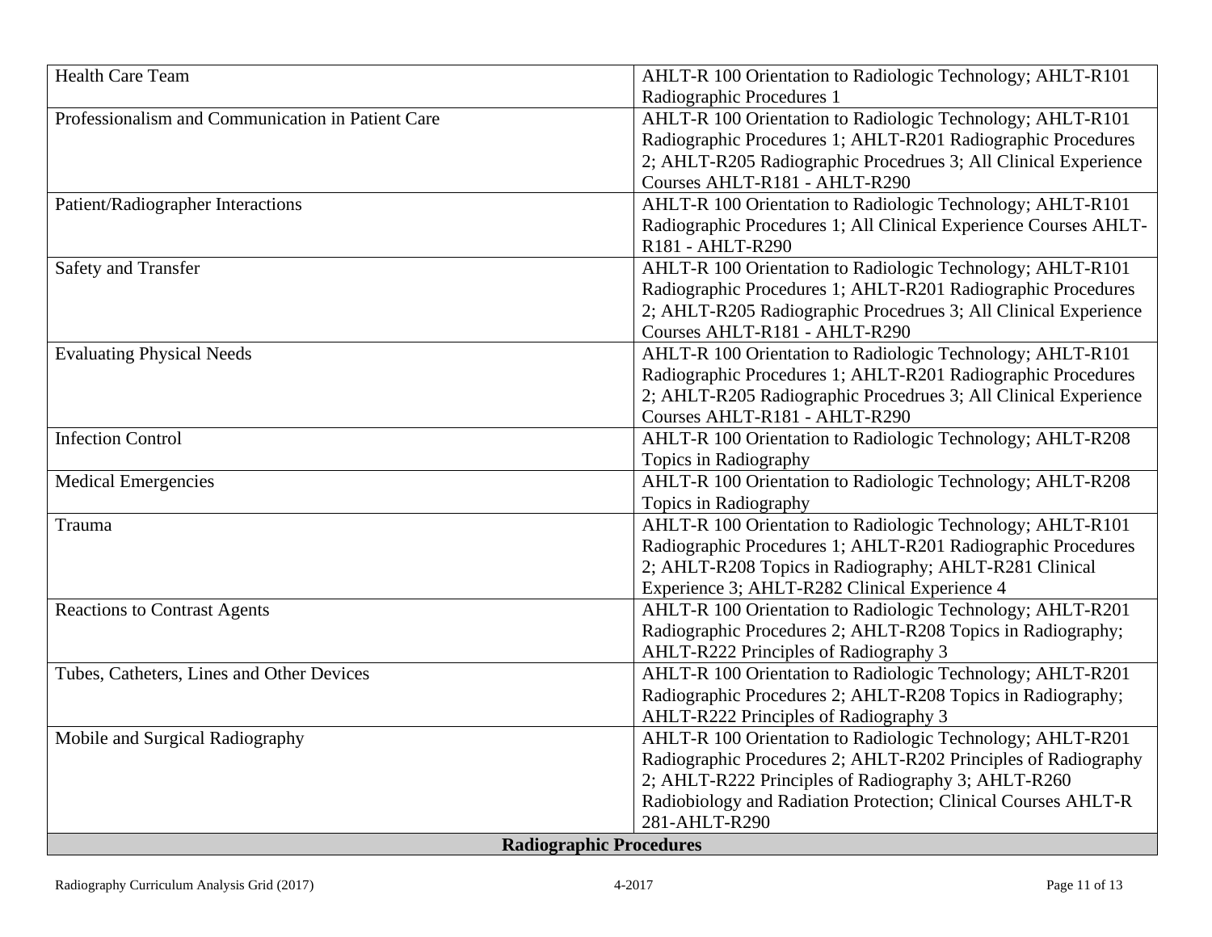| | |
|---|---|
| Health Care Team | AHLT-R 100 Orientation to Radiologic Technology; AHLT-R101 Radiographic Procedures 1 |
| Professionalism and Communication in Patient Care | AHLT-R 100 Orientation to Radiologic Technology; AHLT-R101 Radiographic Procedures 1; AHLT-R201 Radiographic Procedures 2; AHLT-R205 Radiographic Procedrues 3; All Clinical Experience Courses AHLT-R181 - AHLT-R290 |
| Patient/Radiographer Interactions | AHLT-R 100 Orientation to Radiologic Technology; AHLT-R101 Radiographic Procedures 1; All Clinical Experience Courses AHLT-R181 - AHLT-R290 |
| Safety and Transfer | AHLT-R 100 Orientation to Radiologic Technology; AHLT-R101 Radiographic Procedures 1; AHLT-R201 Radiographic Procedures 2; AHLT-R205 Radiographic Procedrues 3; All Clinical Experience Courses AHLT-R181 - AHLT-R290 |
| Evaluating Physical Needs | AHLT-R 100 Orientation to Radiologic Technology; AHLT-R101 Radiographic Procedures 1; AHLT-R201 Radiographic Procedures 2; AHLT-R205 Radiographic Procedrues 3; All Clinical Experience Courses AHLT-R181 - AHLT-R290 |
| Infection Control | AHLT-R 100 Orientation to Radiologic Technology; AHLT-R208 Topics in Radiography |
| Medical Emergencies | AHLT-R 100 Orientation to Radiologic Technology; AHLT-R208 Topics in Radiography |
| Trauma | AHLT-R 100 Orientation to Radiologic Technology; AHLT-R101 Radiographic Procedures 1; AHLT-R201 Radiographic Procedures 2; AHLT-R208 Topics in Radiography; AHLT-R281 Clinical Experience 3; AHLT-R282 Clinical Experience 4 |
| Reactions to Contrast Agents | AHLT-R 100 Orientation to Radiologic Technology; AHLT-R201 Radiographic Procedures 2; AHLT-R208 Topics in Radiography; AHLT-R222 Principles of Radiography 3 |
| Tubes, Catheters, Lines and Other Devices | AHLT-R 100 Orientation to Radiologic Technology; AHLT-R201 Radiographic Procedures 2; AHLT-R208 Topics in Radiography; AHLT-R222 Principles of Radiography 3 |
| Mobile and Surgical Radiography | AHLT-R 100 Orientation to Radiologic Technology; AHLT-R201 Radiographic Procedures 2; AHLT-R202 Principles of Radiography 2; AHLT-R222 Principles of Radiography 3; AHLT-R260 Radiobiology and Radiation Protection; Clinical Courses AHLT-R 281-AHLT-R290 |
| **Radiographic Procedures** | |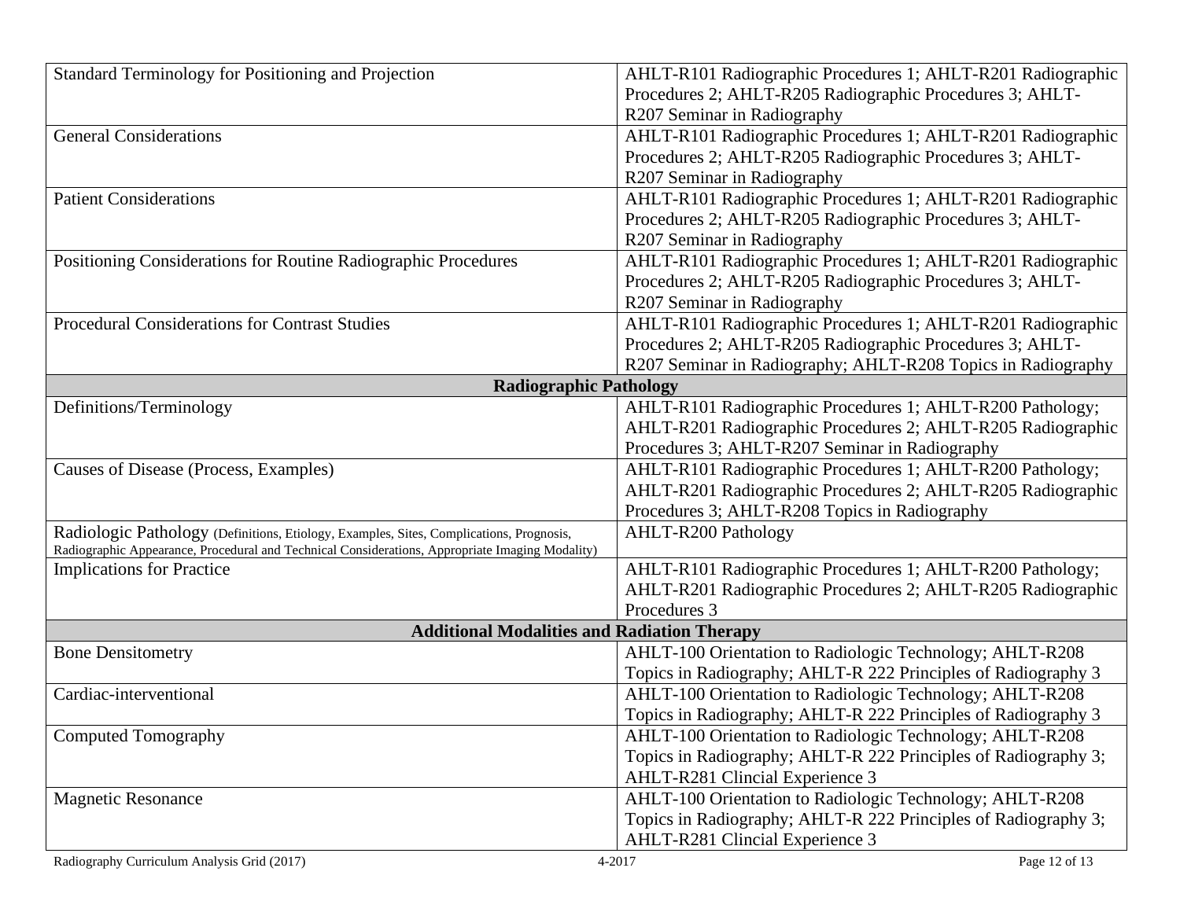| | |
|---|---|
| Standard Terminology for Positioning and Projection | AHLT-R101 Radiographic Procedures 1; AHLT-R201 Radiographic Procedures 2; AHLT-R205 Radiographic Procedures 3; AHLT-R207 Seminar in Radiography |
| General Considerations | AHLT-R101 Radiographic Procedures 1; AHLT-R201 Radiographic Procedures 2; AHLT-R205 Radiographic Procedures 3; AHLT-R207 Seminar in Radiography |
| Patient Considerations | AHLT-R101 Radiographic Procedures 1; AHLT-R201 Radiographic Procedures 2; AHLT-R205 Radiographic Procedures 3; AHLT-R207 Seminar in Radiography |
| Positioning Considerations for Routine Radiographic Procedures | AHLT-R101 Radiographic Procedures 1; AHLT-R201 Radiographic Procedures 2; AHLT-R205 Radiographic Procedures 3; AHLT-R207 Seminar in Radiography |
| Procedural Considerations for Contrast Studies | AHLT-R101 Radiographic Procedures 1; AHLT-R201 Radiographic Procedures 2; AHLT-R205 Radiographic Procedures 3; AHLT-R207 Seminar in Radiography; AHLT-R208 Topics in Radiography |
| **Radiographic Pathology** | |
| Definitions/Terminology | AHLT-R101 Radiographic Procedures 1; AHLT-R200 Pathology; AHLT-R201 Radiographic Procedures 2; AHLT-R205 Radiographic Procedures 3; AHLT-R207 Seminar in Radiography |
| Causes of Disease (Process, Examples) | AHLT-R101 Radiographic Procedures 1; AHLT-R200 Pathology; AHLT-R201 Radiographic Procedures 2; AHLT-R205 Radiographic Procedures 3; AHLT-R208 Topics in Radiography |
| Radiologic Pathology (Definitions, Etiology, Examples, Sites, Complications, Prognosis, Radiographic Appearance, Procedural and Technical Considerations, Appropriate Imaging Modality) | AHLT-R200 Pathology |
| Implications for Practice | AHLT-R101 Radiographic Procedures 1; AHLT-R200 Pathology; AHLT-R201 Radiographic Procedures 2; AHLT-R205 Radiographic Procedures 3 |
| **Additional Modalities and Radiation Therapy** | |
| Bone Densitometry | AHLT-100 Orientation to Radiologic Technology; AHLT-R208 Topics in Radiography; AHLT-R 222 Principles of Radiography 3 |
| Cardiac-interventional | AHLT-100 Orientation to Radiologic Technology; AHLT-R208 Topics in Radiography; AHLT-R 222 Principles of Radiography 3 |
| Computed Tomography | AHLT-100 Orientation to Radiologic Technology; AHLT-R208 Topics in Radiography; AHLT-R 222 Principles of Radiography 3; AHLT-R281 Clincial Experience 3 |
| Magnetic Resonance | AHLT-100 Orientation to Radiologic Technology; AHLT-R208 Topics in Radiography; AHLT-R 222 Principles of Radiography 3; AHLT-R281 Clincial Experience 3 |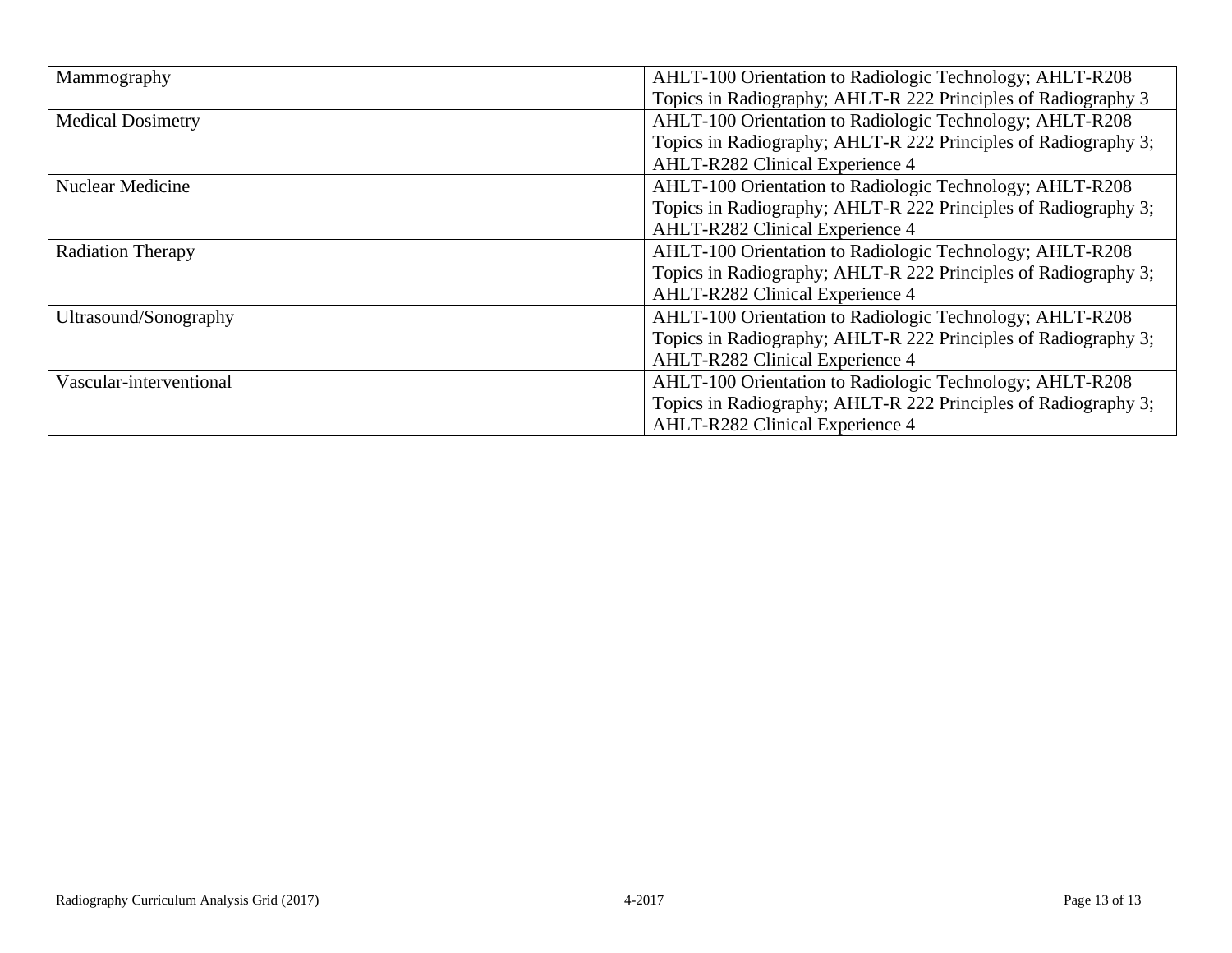| | |
|---|---|
| Mammography | AHLT-100 Orientation to Radiologic Technology; AHLT-R208 Topics in Radiography; AHLT-R 222 Principles of Radiography 3 |
| Medical Dosimetry | AHLT-100 Orientation to Radiologic Technology; AHLT-R208 Topics in Radiography; AHLT-R 222 Principles of Radiography 3; AHLT-R282 Clinical Experience 4 |
| Nuclear Medicine | AHLT-100 Orientation to Radiologic Technology; AHLT-R208 Topics in Radiography; AHLT-R 222 Principles of Radiography 3; AHLT-R282 Clinical Experience 4 |
| Radiation Therapy | AHLT-100 Orientation to Radiologic Technology; AHLT-R208 Topics in Radiography; AHLT-R 222 Principles of Radiography 3; AHLT-R282 Clinical Experience 4 |
| Ultrasound/Sonography | AHLT-100 Orientation to Radiologic Technology; AHLT-R208 Topics in Radiography; AHLT-R 222 Principles of Radiography 3; AHLT-R282 Clinical Experience 4 |
| Vascular-interventional | AHLT-100 Orientation to Radiologic Technology; AHLT-R208 Topics in Radiography; AHLT-R 222 Principles of Radiography 3; AHLT-R282 Clinical Experience 4 |